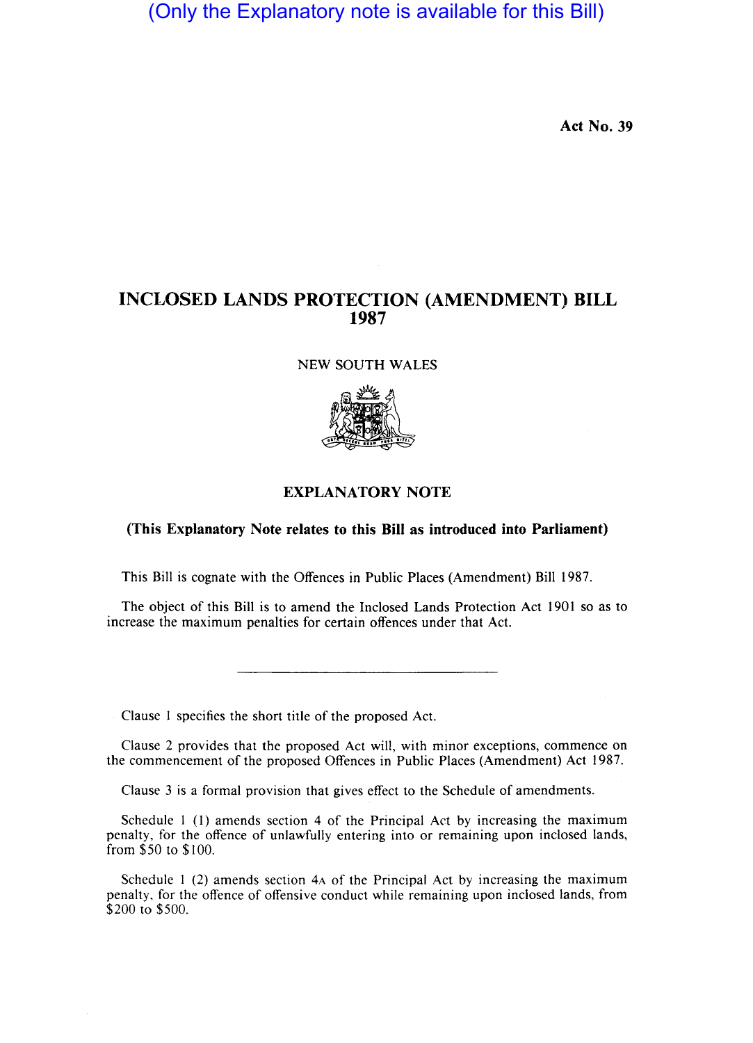(Only the Explanatory note is available for this Bill)

Act No. 39

# INCLOSED LANDS PROTECTION (AMENDMENT) BILL 1987

NEW SOUTH WALES

## EXPLANATORY NOTE

**(This Explanatory Note relates to this Bill as introduced into Parliament)**

This Bill is cognate with the Offences in Public Places (Amendment) Bill 1987.

The object of this Bill is to amend the Inclosed Lands Protection Act 1901 so as to increase the maximum penalties for certain offences under that Act.

---

Clause 1 specifies the short title of the proposed Act.

Clause 2 provides that the proposed Act will, with minor exceptions, commence on the commencement of the proposed Offences in Public Places (Amendment) Act 1987.

Clause 3 is a formal provision that gives effect to the Schedule of amendments.

Schedule 1 (1) amends section 4 of the Principal Act by increasing the maximum penalty, for the offence of unlawfully entering into or remaining upon inclosed lands, from $50 to $100.

Schedule 1 (2) amends section 4A of the Principal Act by increasing the maximum penalty, for the offence of offensive conduct while remaining upon inclosed lands, from $200 to $500.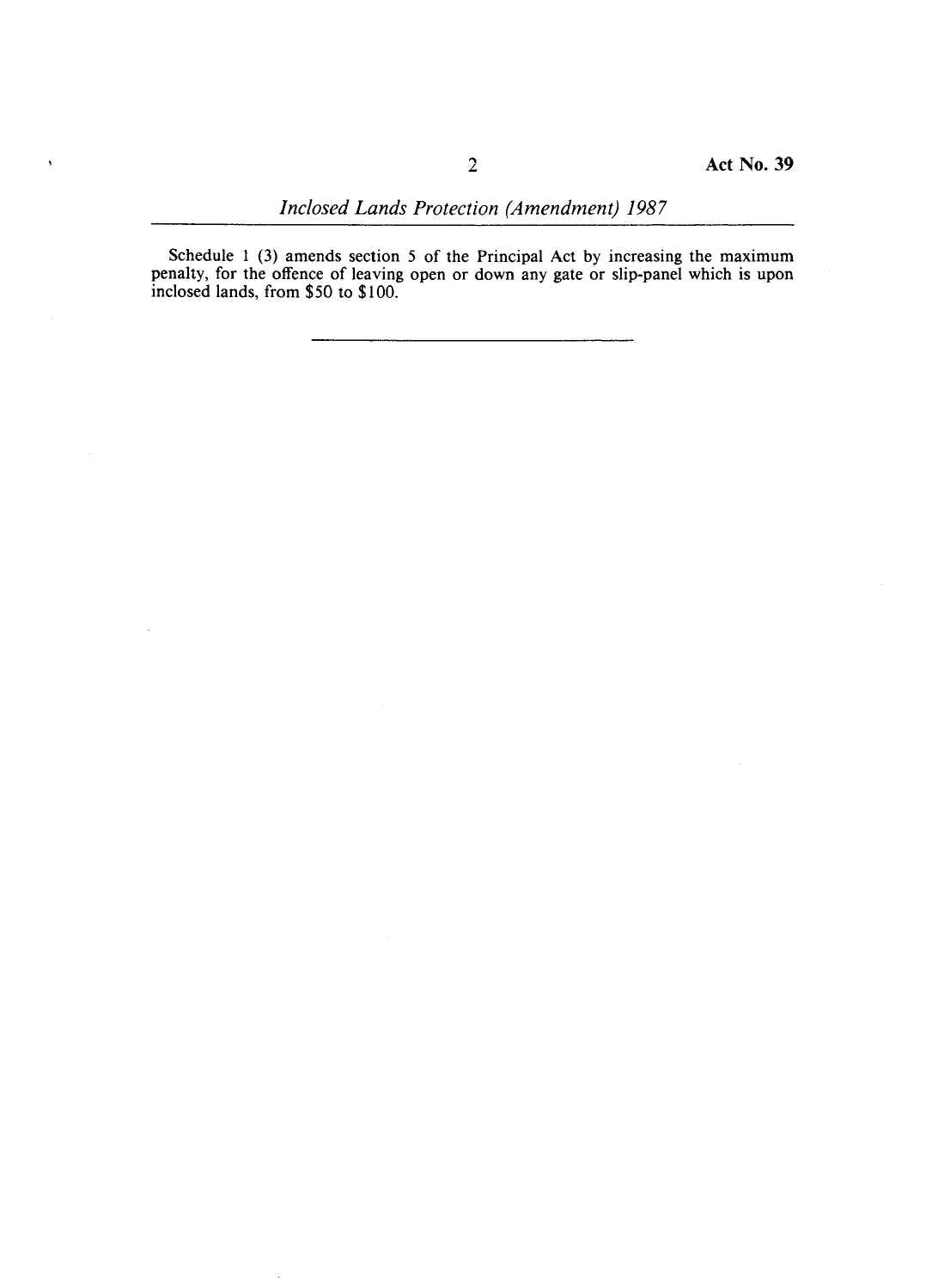Schedule 1 (3) amends section 5 of the Principal Act by increasing the maximum penalty, for the offence of leaving open or down any gate or slip-panel which is upon inclosed lands, from $50 to $100.